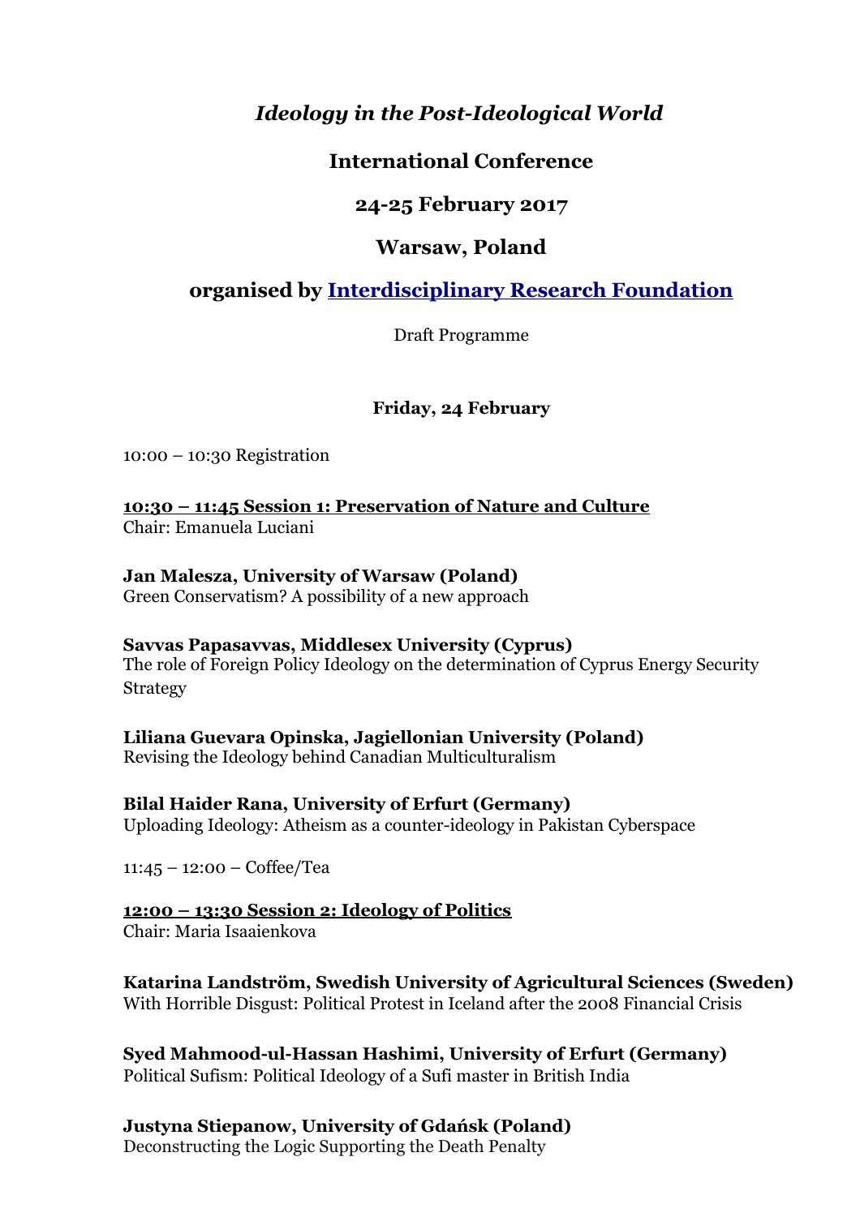# *Ideology in the Post-Ideological World*

## International Conference

## 24-25 February 2017

## Warsaw, Poland

## organised by [Interdisciplinary Research Foundation]

Draft Programme

### Friday, 24 February

10:00 – 10:30 Registration

**10:30 – 11:45 Session 1: Preservation of Nature and Culture**
Chair: Emanuela Luciani

**Jan Malesza, University of Warsaw (Poland)**
Green Conservatism? A possibility of a new approach

**Savvas Papasavvas, Middlesex University (Cyprus)**
The role of Foreign Policy Ideology on the determination of Cyprus Energy Security Strategy

**Liliana Guevara Opinska, Jagiellonian University (Poland)**
Revising the Ideology behind Canadian Multiculturalism

**Bilal Haider Rana, University of Erfurt (Germany)**
Uploading Ideology: Atheism as a counter-ideology in Pakistan Cyberspace

11:45 – 12:00 – Coffee/Tea

**12:00 – 13:30 Session 2: Ideology of Politics**
Chair: Maria Isaaienkova

**Katarina Landström, Swedish University of Agricultural Sciences (Sweden)**
With Horrible Disgust: Political Protest in Iceland after the 2008 Financial Crisis

**Syed Mahmood-ul-Hassan Hashimi, University of Erfurt (Germany)**
Political Sufism: Political Ideology of a Sufi master in British India

**Justyna Stiepanow, University of Gdańsk (Poland)**
Deconstructing the Logic Supporting the Death Penalty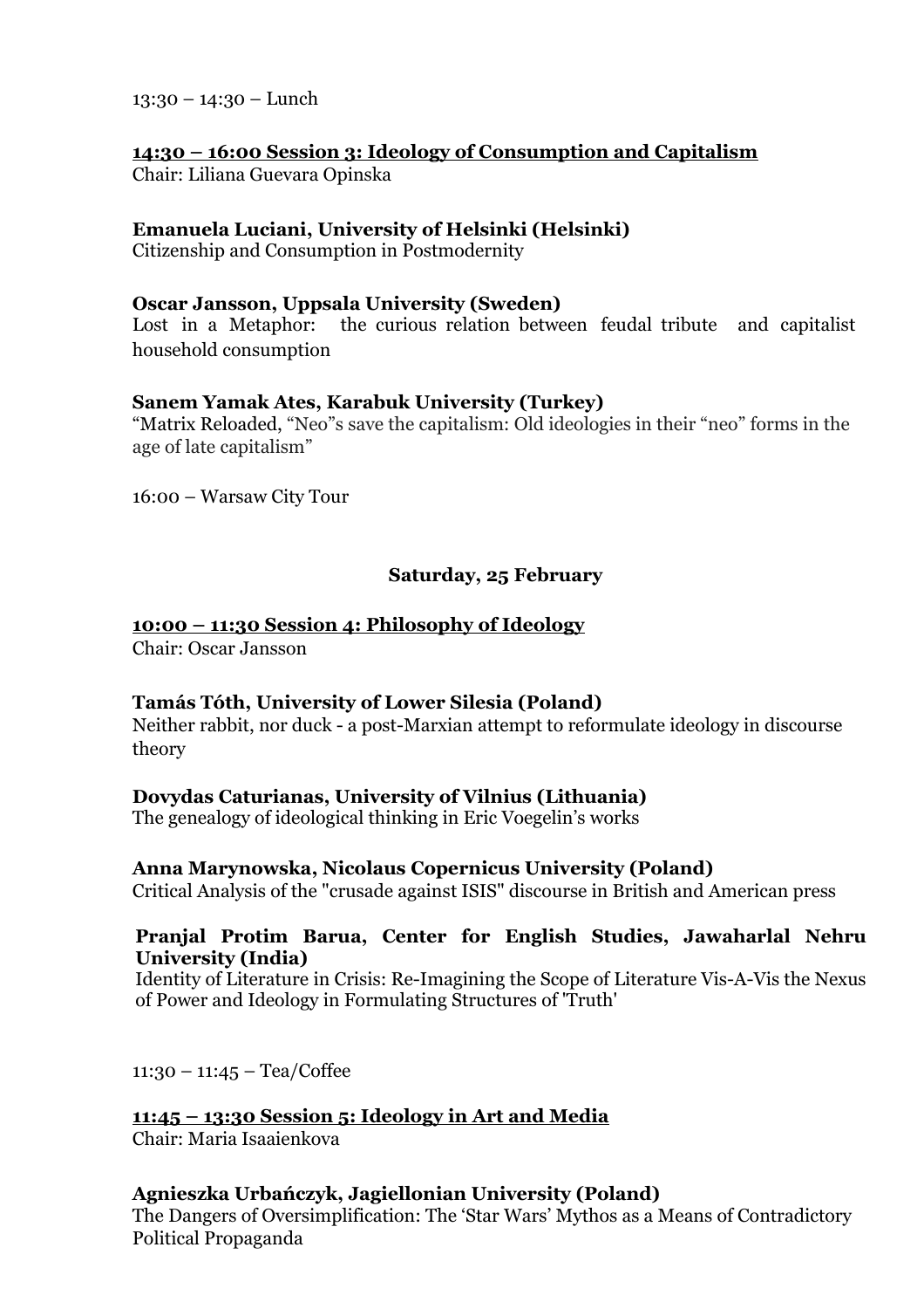13:30 – 14:30 – Lunch

**14:30 – 16:00 Session 3: Ideology of Consumption and Capitalism**
Chair: Liliana Guevara Opinska

**Emanuela Luciani, University of Helsinki (Helsinki)**
Citizenship and Consumption in Postmodernity

**Oscar Jansson, Uppsala University (Sweden)**
Lost in a Metaphor: the curious relation between feudal tribute and capitalist household consumption

**Sanem Yamak Ates, Karabuk University (Turkey)**
"Matrix Reloaded, "Neo"s save the capitalism: Old ideologies in their "neo" forms in the age of late capitalism"

16:00 – Warsaw City Tour

## Saturday, 25 February

**10:00 – 11:30 Session 4: Philosophy of Ideology**
Chair: Oscar Jansson

**Tamás Tóth, University of Lower Silesia (Poland)**
Neither rabbit, nor duck - a post-Marxian attempt to reformulate ideology in discourse theory

**Dovydas Caturianas, University of Vilnius (Lithuania)**
The genealogy of ideological thinking in Eric Voegelin's works

**Anna Marynowska, Nicolaus Copernicus University (Poland)**
Critical Analysis of the "crusade against ISIS" discourse in British and American press

**Pranjal Protim Barua, Center for English Studies, Jawaharlal Nehru University (India)**
Identity of Literature in Crisis: Re-Imagining the Scope of Literature Vis-A-Vis the Nexus of Power and Ideology in Formulating Structures of 'Truth'

11:30 – 11:45 – Tea/Coffee

**11:45 – 13:30 Session 5: Ideology in Art and Media**
Chair: Maria Isaaienkova

**Agnieszka Urbańczyk, Jagiellonian University (Poland)**
The Dangers of Oversimplification: The 'Star Wars' Mythos as a Means of Contradictory Political Propaganda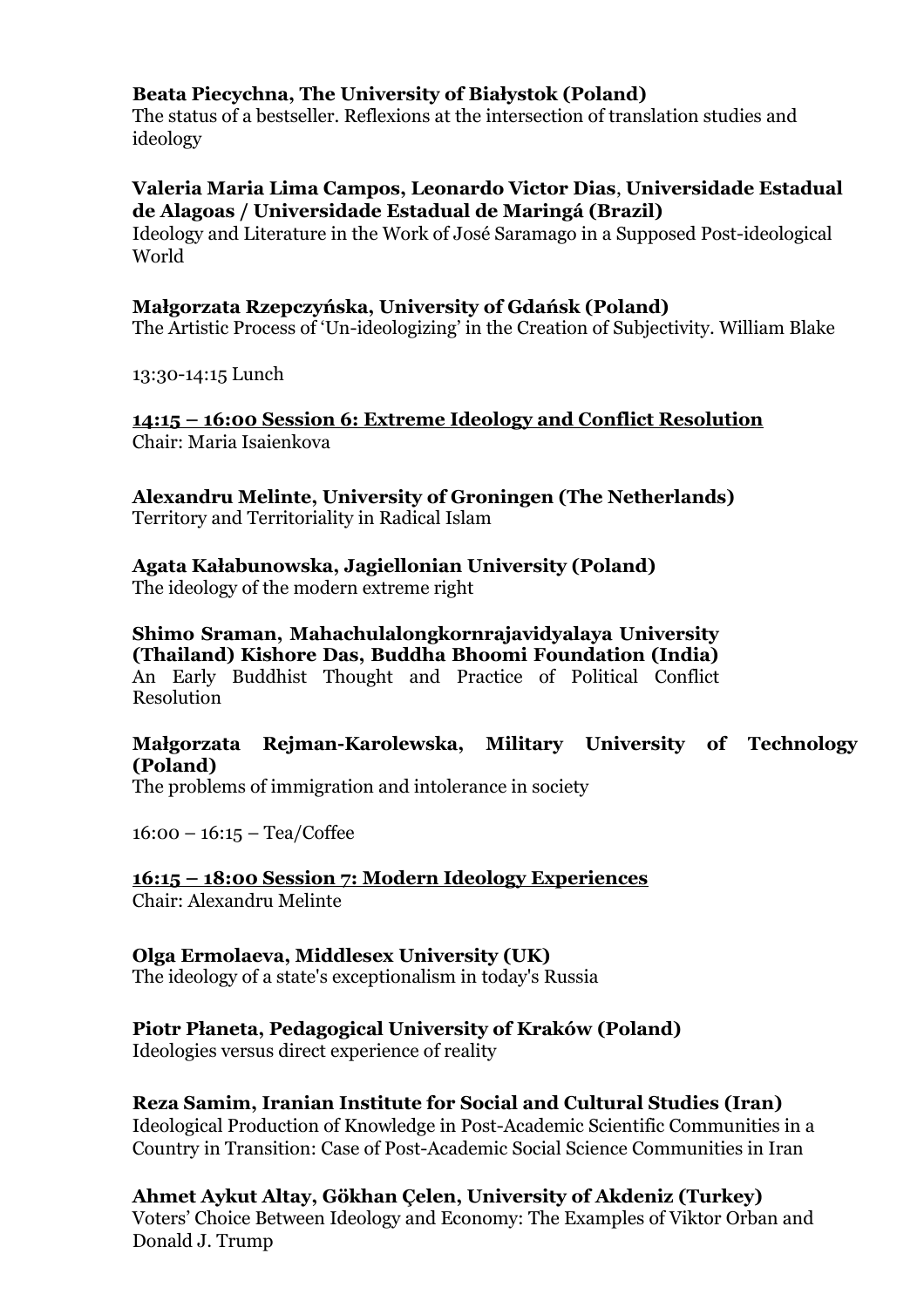**Beata Piecychna, The University of Białystok (Poland)**
The status of a bestseller. Reflexions at the intersection of translation studies and ideology

**Valeria Maria Lima Campos, Leonardo Victor Dias**, **Universidade Estadual de Alagoas / Universidade Estadual de Maringá (Brazil)**
Ideology and Literature in the Work of José Saramago in a Supposed Post-ideological World

**Małgorzata Rzepczyńska, University of Gdańsk (Poland)**
The Artistic Process of 'Un-ideologizing' in the Creation of Subjectivity. William Blake

13:30-14:15 Lunch

**14:15 – 16:00 Session 6: Extreme Ideology and Conflict Resolution**
Chair: Maria Isaienkova

**Alexandru Melinte, University of Groningen (The Netherlands)**
Territory and Territoriality in Radical Islam

**Agata Kałabunowska, Jagiellonian University (Poland)**
The ideology of the modern extreme right

**Shimo Sraman, Mahachulalongkornrajavidyalaya University (Thailand) Kishore Das, Buddha Bhoomi Foundation (India)**
An Early Buddhist Thought and Practice of Political Conflict Resolution

**Małgorzata Rejman-Karolewska, Military University of Technology (Poland)**
The problems of immigration and intolerance in society

16:00 – 16:15 – Tea/Coffee

**16:15 – 18:00 Session 7: Modern Ideology Experiences**
Chair: Alexandru Melinte

**Olga Ermolaeva, Middlesex University (UK)**
The ideology of a state's exceptionalism in today's Russia

**Piotr Płaneta, Pedagogical University of Kraków (Poland)**
Ideologies versus direct experience of reality

**Reza Samim, Iranian Institute for Social and Cultural Studies (Iran)**
Ideological Production of Knowledge in Post-Academic Scientific Communities in a Country in Transition: Case of Post-Academic Social Science Communities in Iran

**Ahmet Aykut Altay, Gökhan Çelen, University of Akdeniz (Turkey)**
Voters' Choice Between Ideology and Economy: The Examples of Viktor Orban and Donald J. Trump